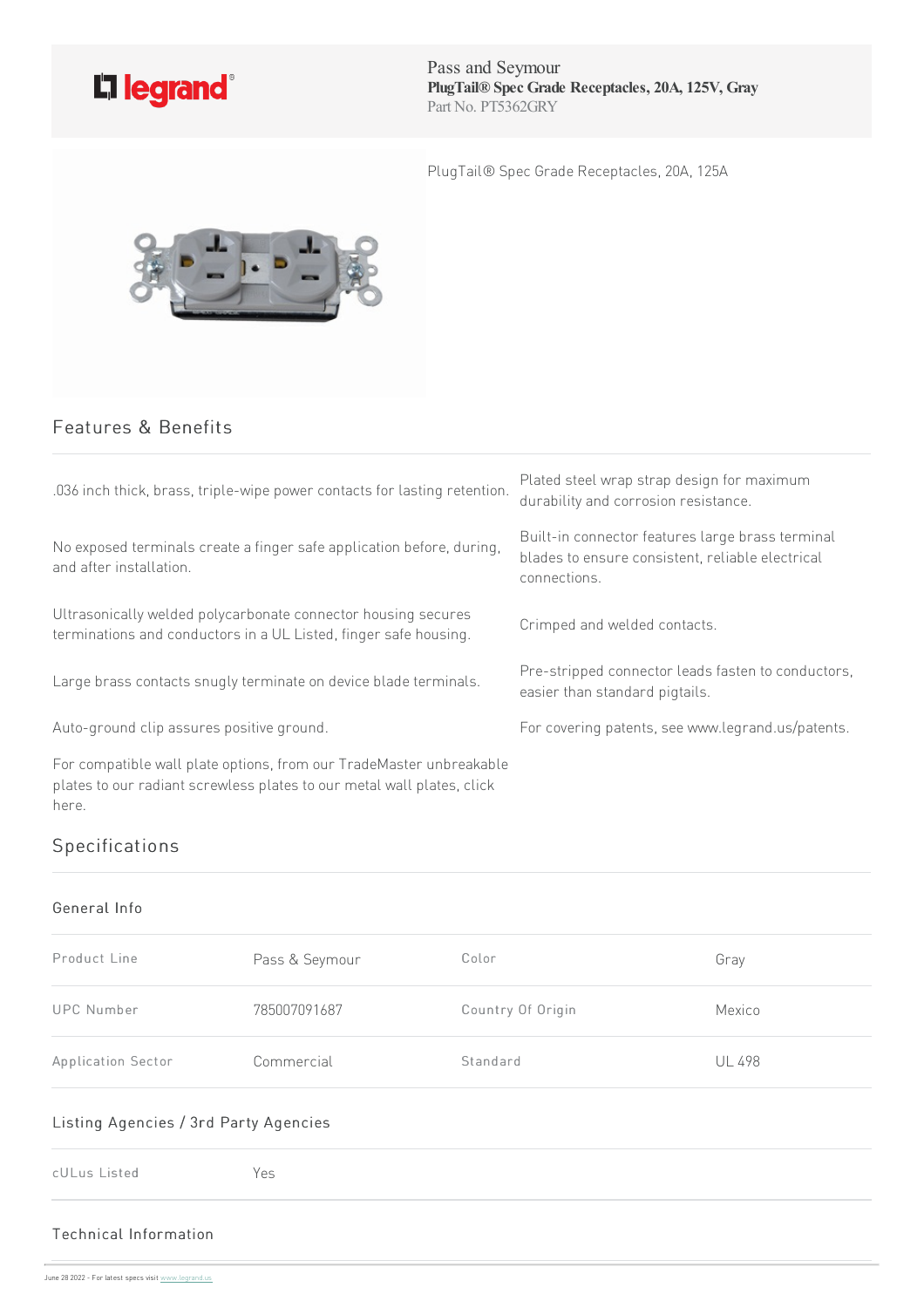Pass and Seymour
**PlugTail® Spec Grade Receptacles, 20A, 125V, Gray**
Part No. PT5362GRY

PlugTail® Spec Grade Receptacles, 20A, 125A

## Features & Benefits

.036 inch thick, brass, triple-wipe power contacts for lasting retention.

No exposed terminals create a finger safe application before, during, and after installation.

Ultrasonically welded polycarbonate connector housing secures terminations and conductors in a UL Listed, finger safe housing.

Large brass contacts snugly terminate on device blade terminals.

Auto-ground clip assures positive ground.

For compatible wall plate options, from our TradeMaster unbreakable plates to our radiant screwless plates to our metal wall plates, click here.

Plated steel wrap strap design for maximum durability and corrosion resistance.

Built-in connector features large brass terminal blades to ensure consistent, reliable electrical connections.

Crimped and welded contacts.

Pre-stripped connector leads fasten to conductors, easier than standard pigtails.

For covering patents, see www.legrand.us/patents.

## Specifications

### General Info

| Product Line | Pass & Seymour | Color | Gray |
|---|---|---|---|
| UPC Number | 785007091687 | Country Of Origin | Mexico |
| Application Sector | Commercial | Standard | UL 498 |

### Listing Agencies / 3rd Party Agencies

| cULus Listed | Yes |
|---|---|

### Technical Information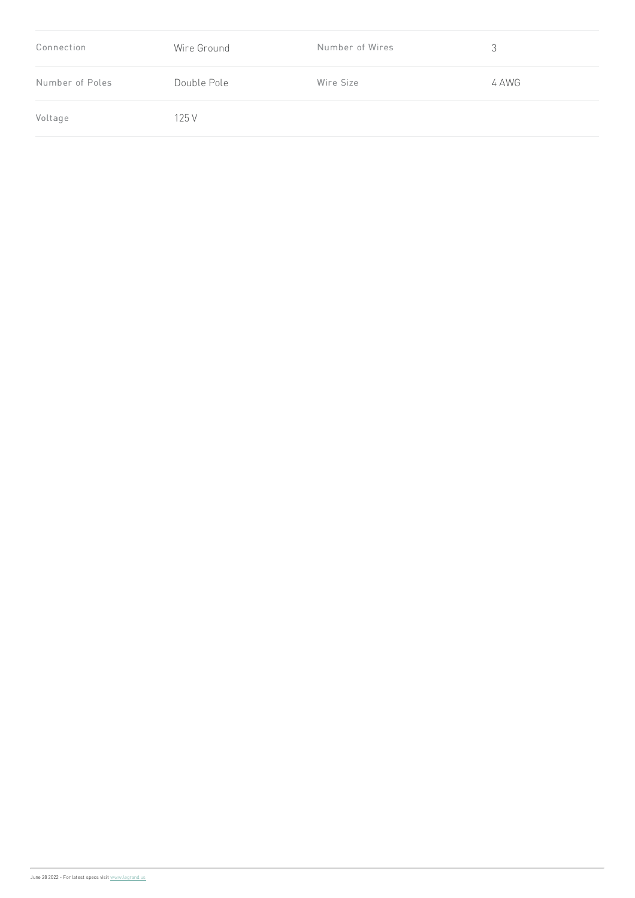| | | | |
|---|---|---|---|
| Connection | Wire Ground | Number of Wires | 3 |
| Number of Poles | Double Pole | Wire Size | 4 AWG |
| Voltage | 125 V | | |

June 28 2022 - For latest specs visit www.legrand.us